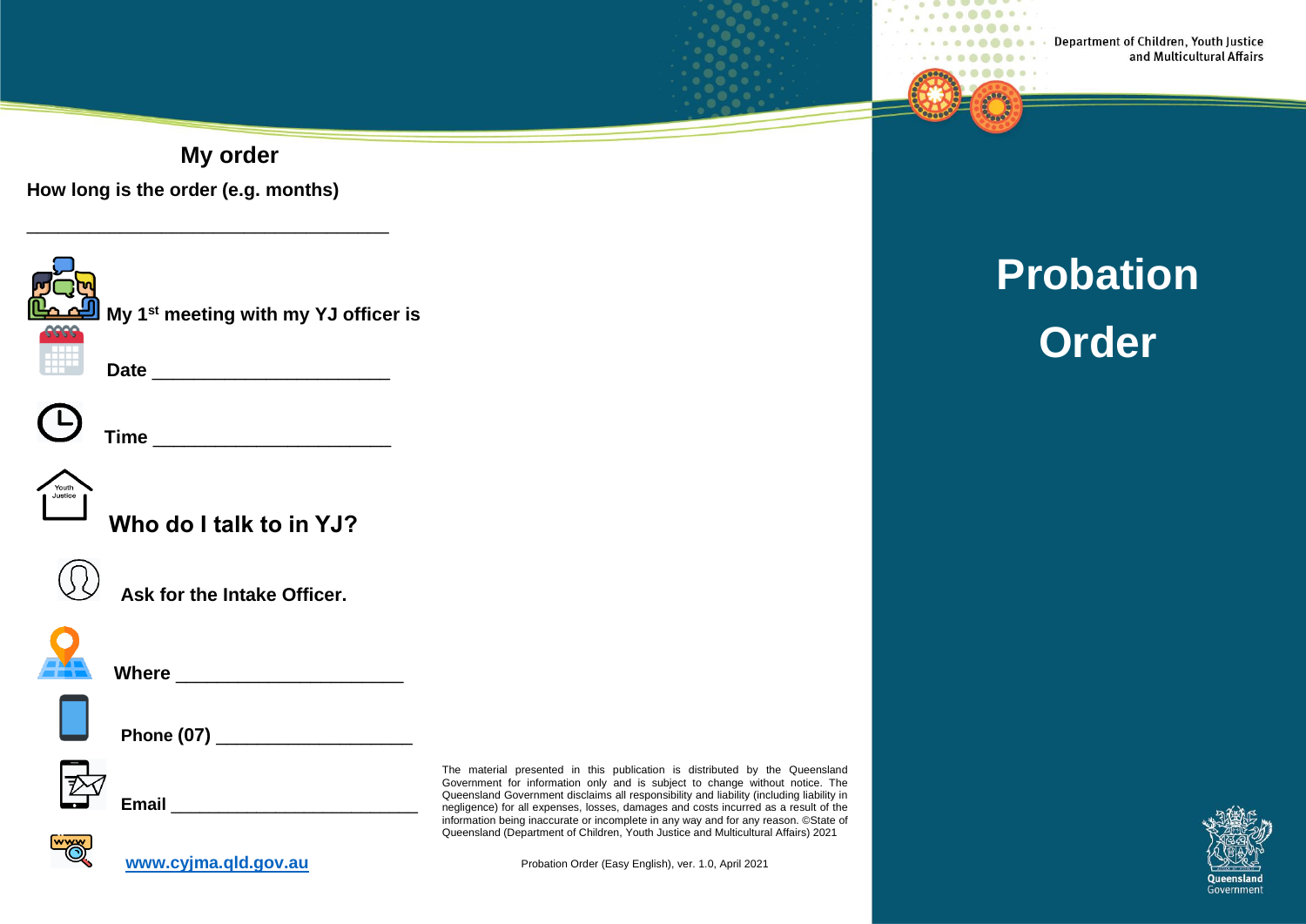## My order

**How long is the order (e.g. months)**

___________________________________

**My 1st meeting with my YJ officer is**

**Date** ______________________

**Time** ______________________

## Who do I talk to in YJ?

**Ask for the Intake Officer.**

**Where** ______________________

**Phone (07)** ___________________

**Email** ________________________

[www.cyjma.qld.gov.au](www.cyjma.qld.gov.au)

The material presented in this publication is distributed by the Queensland Government for information only and is subject to change without notice. The Queensland Government disclaims all responsibility and liability (including liability in negligence) for all expenses, losses, damages and costs incurred as a result of the information being inaccurate or incomplete in any way and for any reason. ©State of Queensland (Department of Children, Youth Justice and Multicultural Affairs) 2021

Probation Order (Easy English), ver. 1.0, April 2021

Department of Children, Youth Justice and Multicultural Affairs

# Probation Order

Queensland Government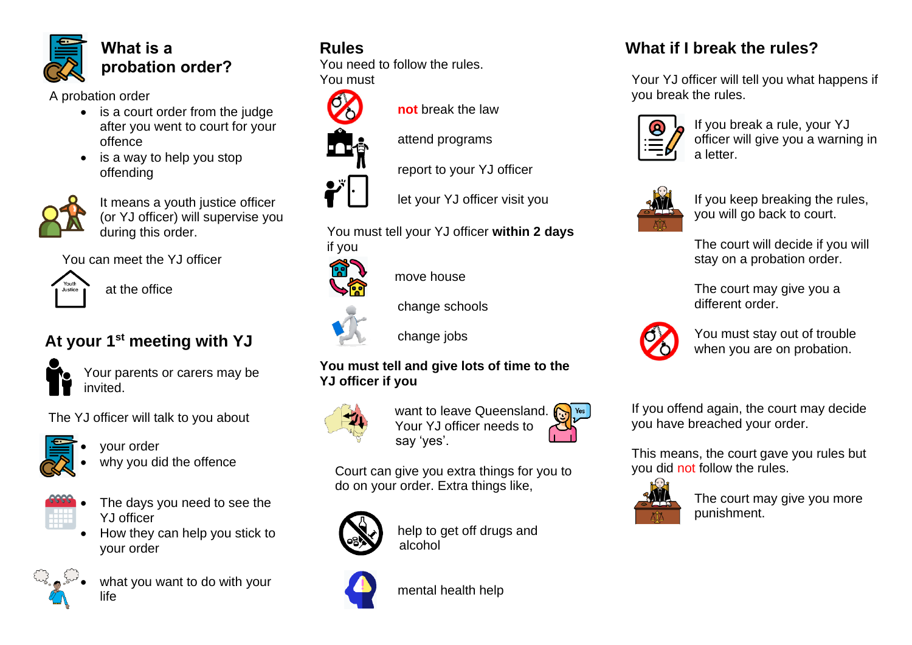## What is a probation order?

A probation order

- is a court order from the judge after you went to court for your offence
- is a way to help you stop offending

It means a youth justice officer (or YJ officer) will supervise you during this order.

You can meet the YJ officer

at the office

## At your 1st meeting with YJ

Your parents or carers may be invited.

The YJ officer will talk to you about

- your order
- why you did the offence

- The days you need to see the YJ officer
- How they can help you stick to your order

- what you want to do with your life

## Rules

You need to follow the rules.
You must

**not** break the law

attend programs

report to your YJ officer

let your YJ officer visit you

You must tell your YJ officer **within 2 days** if you

move house

change schools

change jobs

**You must tell and give lots of time to the YJ officer if you**

want to leave Queensland. Your YJ officer needs to say 'yes'.

Court can give you extra things for you to do on your order. Extra things like,

help to get off drugs and alcohol

mental health help

## What if I break the rules?

Your YJ officer will tell you what happens if you break the rules.

If you break a rule, your YJ officer will give you a warning in a letter.

If you keep breaking the rules, you will go back to court.

The court will decide if you will stay on a probation order.

The court may give you a different order.

You must stay out of trouble when you are on probation.

If you offend again, the court may decide you have breached your order.

This means, the court gave you rules but you did not follow the rules.

The court may give you more punishment.